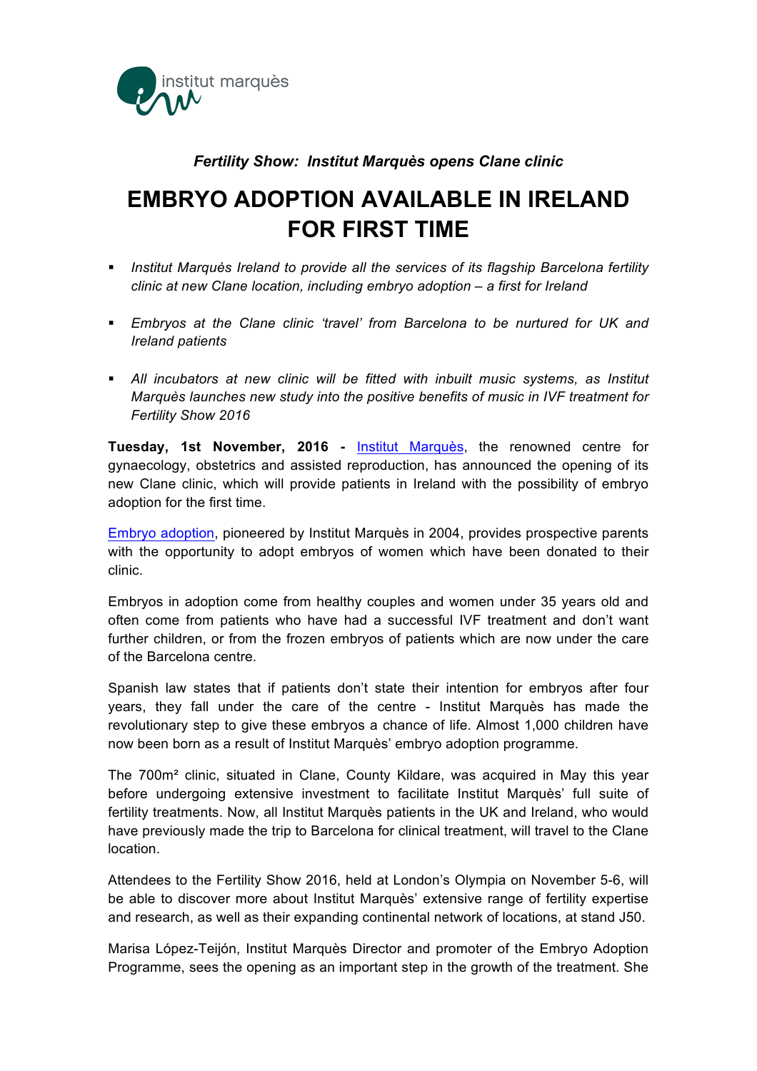institut marquès

*Fertility Show: Institut Marquès opens Clane clinic*

# EMBRYO ADOPTION AVAILABLE IN IRELAND FOR FIRST TIME

- *Institut Marquès Ireland to provide all the services of its flagship Barcelona fertility clinic at new Clane location, including embryo adoption – a first for Ireland*
- *Embryos at the Clane clinic 'travel' from Barcelona to be nurtured for UK and Ireland patients*
- *All incubators at new clinic will be fitted with inbuilt music systems, as Institut Marquès launches new study into the positive benefits of music in IVF treatment for Fertility Show 2016*

**Tuesday, 1st November, 2016 -** Institut Marquès, the renowned centre for gynaecology, obstetrics and assisted reproduction, has announced the opening of its new Clane clinic, which will provide patients in Ireland with the possibility of embryo adoption for the first time.

Embryo adoption, pioneered by Institut Marquès in 2004, provides prospective parents with the opportunity to adopt embryos of women which have been donated to their clinic.

Embryos in adoption come from healthy couples and women under 35 years old and often come from patients who have had a successful IVF treatment and don't want further children, or from the frozen embryos of patients which are now under the care of the Barcelona centre.

Spanish law states that if patients don't state their intention for embryos after four years, they fall under the care of the centre - Institut Marquès has made the revolutionary step to give these embryos a chance of life. Almost 1,000 children have now been born as a result of Institut Marquès' embryo adoption programme.

The 700m² clinic, situated in Clane, County Kildare, was acquired in May this year before undergoing extensive investment to facilitate Institut Marquès' full suite of fertility treatments. Now, all Institut Marquès patients in the UK and Ireland, who would have previously made the trip to Barcelona for clinical treatment, will travel to the Clane location.

Attendees to the Fertility Show 2016, held at London's Olympia on November 5-6, will be able to discover more about Institut Marquès' extensive range of fertility expertise and research, as well as their expanding continental network of locations, at stand J50.

Marisa López-Teijón, Institut Marquès Director and promoter of the Embryo Adoption Programme, sees the opening as an important step in the growth of the treatment. She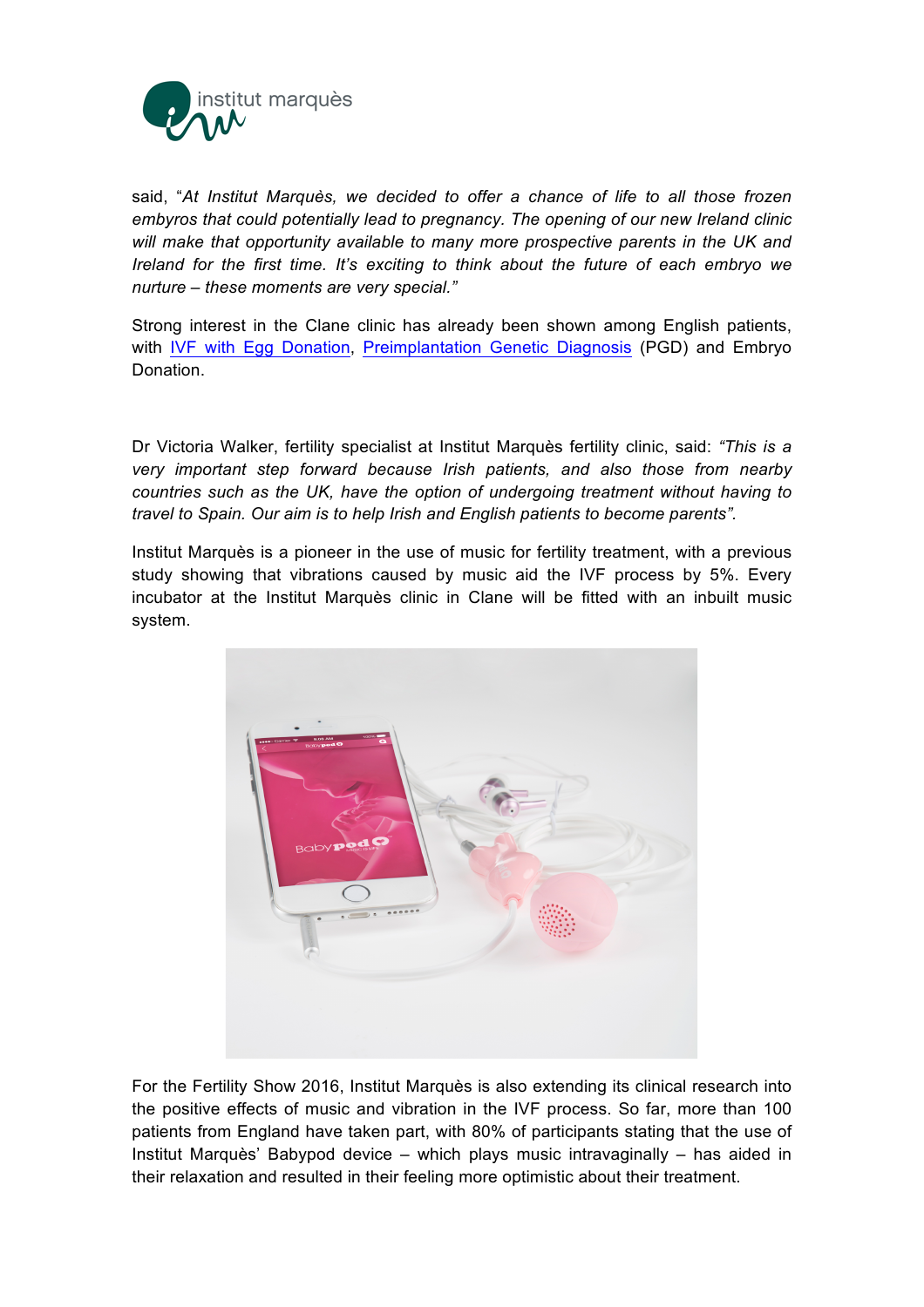said, "*At Institut Marquès, we decided to offer a chance of life to all those frozen embyros that could potentially lead to pregnancy. The opening of our new Ireland clinic will make that opportunity available to many more prospective parents in the UK and Ireland for the first time. It's exciting to think about the future of each embryo we nurture – these moments are very special.*"

Strong interest in the Clane clinic has already been shown among English patients, with IVF with Egg Donation, Preimplantation Genetic Diagnosis (PGD) and Embryo Donation.

Dr Victoria Walker, fertility specialist at Institut Marquès fertility clinic, said: "*This is a very important step forward because Irish patients, and also those from nearby countries such as the UK, have the option of undergoing treatment without having to travel to Spain. Our aim is to help Irish and English patients to become parents*".

Institut Marquès is a pioneer in the use of music for fertility treatment, with a previous study showing that vibrations caused by music aid the IVF process by 5%. Every incubator at the Institut Marquès clinic in Clane will be fitted with an inbuilt music system.

For the Fertility Show 2016, Institut Marquès is also extending its clinical research into the positive effects of music and vibration in the IVF process. So far, more than 100 patients from England have taken part, with 80% of participants stating that the use of Institut Marquès' Babypod device – which plays music intravaginally – has aided in their relaxation and resulted in their feeling more optimistic about their treatment.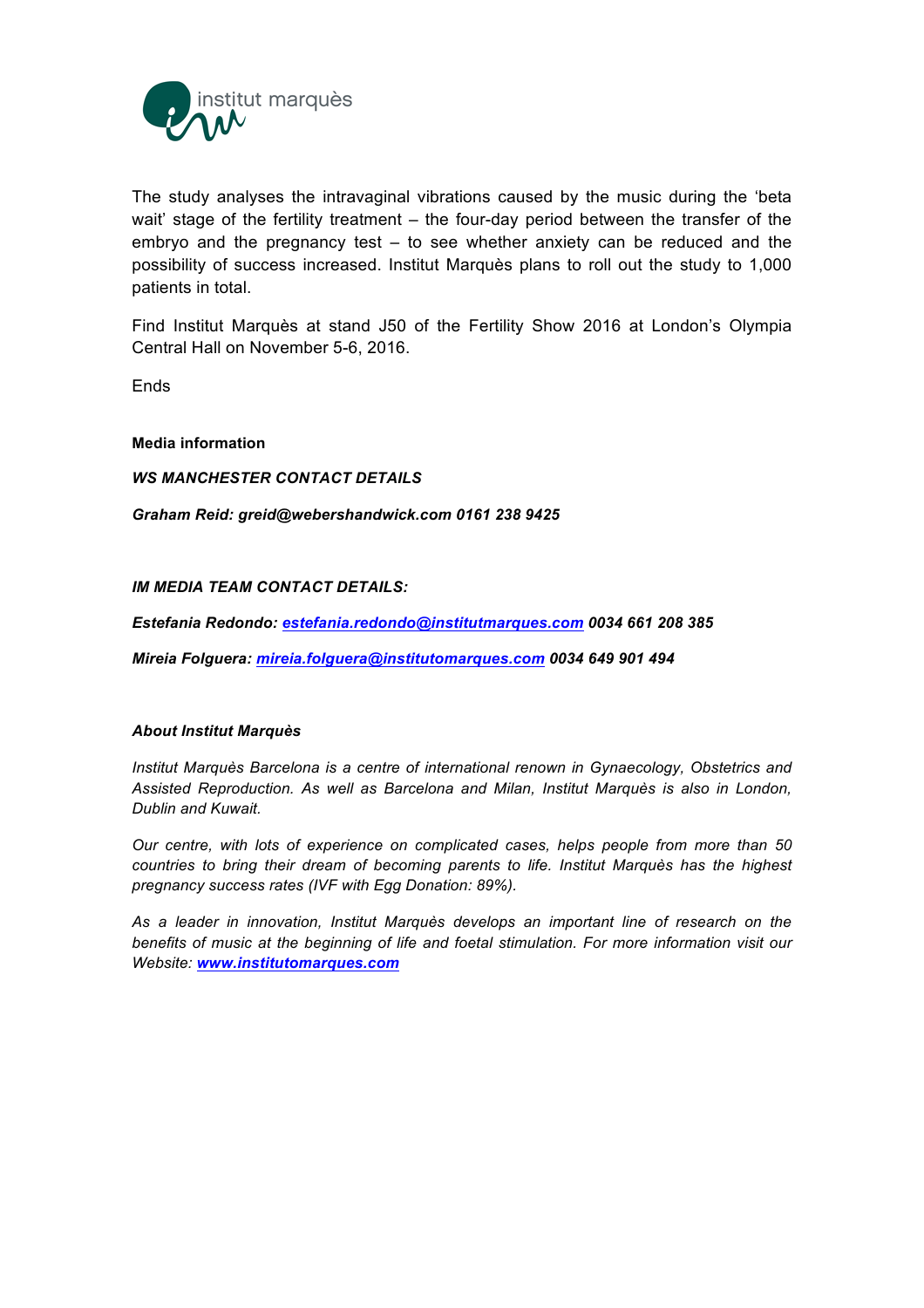The study analyses the intravaginal vibrations caused by the music during the 'beta wait' stage of the fertility treatment – the four-day period between the transfer of the embryo and the pregnancy test – to see whether anxiety can be reduced and the possibility of success increased. Institut Marquès plans to roll out the study to 1,000 patients in total.

Find Institut Marquès at stand J50 of the Fertility Show 2016 at London's Olympia Central Hall on November 5-6, 2016.

Ends

**Media information**

***WS MANCHESTER CONTACT DETAILS***

***Graham Reid: greid@webershandwick.com 0161 238 9425***

***IM MEDIA TEAM CONTACT DETAILS:***

***Estefania Redondo: estefania.redondo@institutmarques.com 0034 661 208 385***

***Mireia Folguera: mireia.folguera@institutomarques.com 0034 649 901 494***

***About Institut Marquès***

*Institut Marquès Barcelona is a centre of international renown in Gynaecology, Obstetrics and Assisted Reproduction. As well as Barcelona and Milan, Institut Marquès is also in London, Dublin and Kuwait.*

*Our centre, with lots of experience on complicated cases, helps people from more than 50 countries to bring their dream of becoming parents to life. Institut Marquès has the highest pregnancy success rates (IVF with Egg Donation: 89%).*

*As a leader in innovation, Institut Marquès develops an important line of research on the benefits of music at the beginning of life and foetal stimulation. For more information visit our Website:* ***www.institutomarques.com***